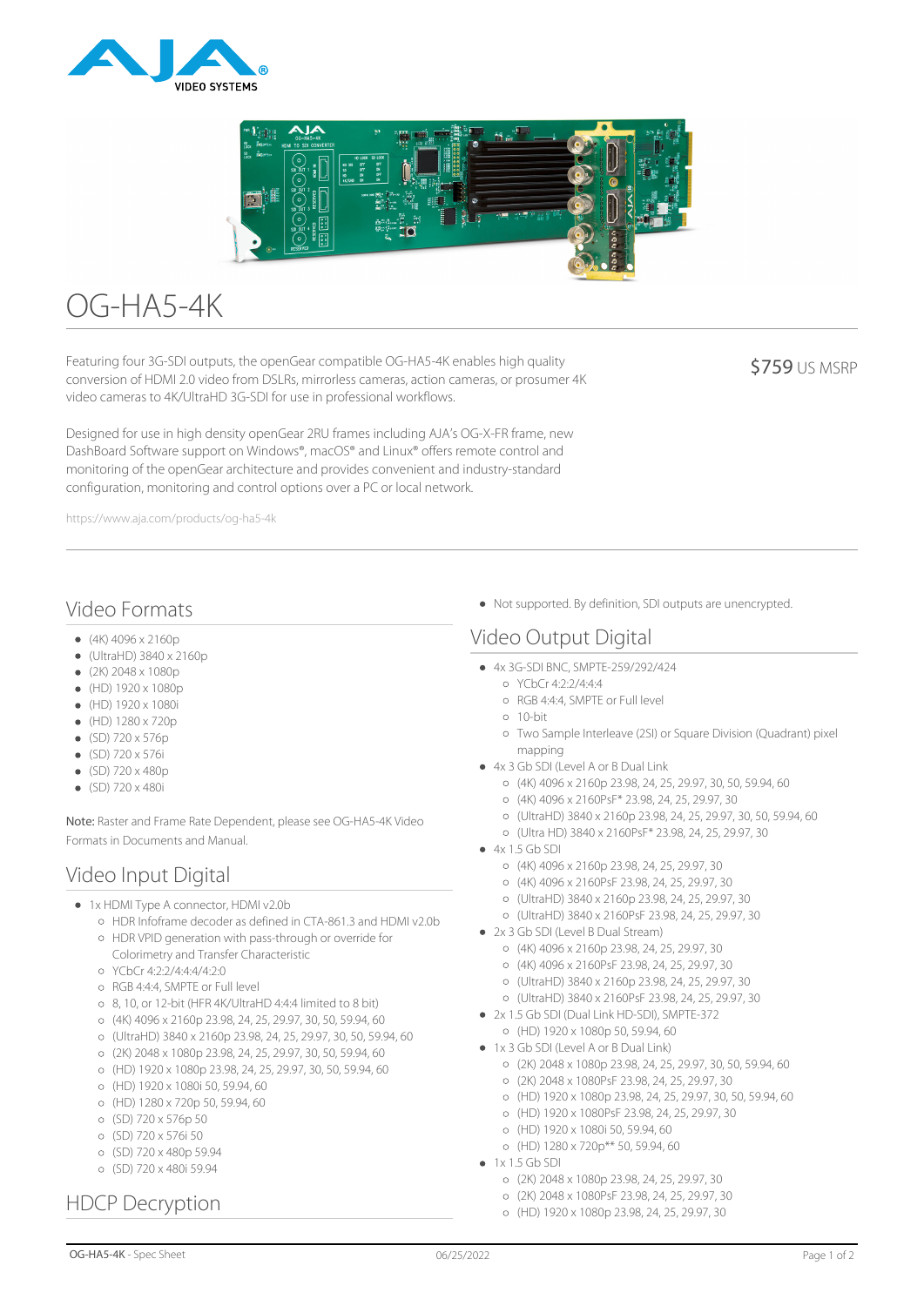# OG-HA5-4K

Featuring four 3G-SDI outputs, the openGear compatible OG-HA5-4K enables high quality conversion of HDMI 2.0 video from DSLRs, mirrorless cameras, action cameras, or prosumer 4K video cameras to 4K/UltraHD 3G-SDI for use in professional workflows.

$759 US MSRP

Designed for use in high density openGear 2RU frames including AJA's OG-X-FR frame, new DashBoard Software support on Windows®, macOS® and Linux® offers remote control and monitoring of the openGear architecture and provides convenient and industry-standard configuration, monitoring and control options over a PC or local network.

https://www.aja.com/products/og-ha5-4k

## Video Formats

- (4K) 4096 x 2160p
- (UltraHD) 3840 x 2160p
- (2K) 2048 x 1080p
- (HD) 1920 x 1080p
- (HD) 1920 x 1080i
- (HD) 1280 x 720p
- (SD) 720 x 576p
- (SD) 720 x 576i
- (SD) 720 x 480p
- (SD) 720 x 480i

**Note:** Raster and Frame Rate Dependent, please see OG-HA5-4K Video Formats in Documents and Manual.

## Video Input Digital

- 1x HDMI Type A connector, HDMI v2.0b
  - HDR Infoframe decoder as defined in CTA-861.3 and HDMI v2.0b
  - HDR VPID generation with pass-through or override for Colorimetry and Transfer Characteristic
  - YCbCr 4:2:2/4:4:4/4:2:0
  - RGB 4:4:4, SMPTE or Full level
  - 8, 10, or 12-bit (HFR 4K/UltraHD 4:4:4 limited to 8 bit)
  - (4K) 4096 x 2160p 23.98, 24, 25, 29.97, 30, 50, 59.94, 60
  - (UltraHD) 3840 x 2160p 23.98, 24, 25, 29.97, 30, 50, 59.94, 60
  - (2K) 2048 x 1080p 23.98, 24, 25, 29.97, 30, 50, 59.94, 60
  - (HD) 1920 x 1080p 23.98, 24, 25, 29.97, 30, 50, 59.94, 60
  - (HD) 1920 x 1080i 50, 59.94, 60
  - (HD) 1280 x 720p 50, 59.94, 60
  - (SD) 720 x 576p 50
  - (SD) 720 x 576i 50
  - (SD) 720 x 480p 59.94
  - (SD) 720 x 480i 59.94

## HDCP Decryption

- Not supported. By definition, SDI outputs are unencrypted.

## Video Output Digital

- 4x 3G-SDI BNC, SMPTE-259/292/424
  - YCbCr 4:2:2/4:4:4
  - RGB 4:4:4, SMPTE or Full level
  - 10-bit
  - Two Sample Interleave (2SI) or Square Division (Quadrant) pixel mapping
- 4x 3 Gb SDI (Level A or B Dual Link)
  - (4K) 4096 x 2160p 23.98, 24, 25, 29.97, 30, 50, 59.94, 60
  - (4K) 4096 x 2160PsF* 23.98, 24, 25, 29.97, 30
  - (UltraHD) 3840 x 2160p 23.98, 24, 25, 29.97, 30, 50, 59.94, 60
  - (Ultra HD) 3840 x 2160PsF* 23.98, 24, 25, 29.97, 30
- 4x 1.5 Gb SDI
  - (4K) 4096 x 2160p 23.98, 24, 25, 29.97, 30
  - (4K) 4096 x 2160PsF 23.98, 24, 25, 29.97, 30
  - (UltraHD) 3840 x 2160p 23.98, 24, 25, 29.97, 30
  - (UltraHD) 3840 x 2160PsF 23.98, 24, 25, 29.97, 30
- 2x 3 Gb SDI (Level B Dual Stream)
  - (4K) 4096 x 2160p 23.98, 24, 25, 29.97, 30
  - (4K) 4096 x 2160PsF 23.98, 24, 25, 29.97, 30
  - (UltraHD) 3840 x 2160p 23.98, 24, 25, 29.97, 30
  - (UltraHD) 3840 x 2160PsF 23.98, 24, 25, 29.97, 30
- 2x 1.5 Gb SDI (Dual Link HD-SDI), SMPTE-372
  - (HD) 1920 x 1080p 50, 59.94, 60
- 1x 3 Gb SDI (Level A or B Dual Link)
  - (2K) 2048 x 1080p 23.98, 24, 25, 29.97, 30, 50, 59.94, 60
  - (2K) 2048 x 1080PsF 23.98, 24, 25, 29.97, 30
  - (HD) 1920 x 1080p 23.98, 24, 25, 29.97, 30, 50, 59.94, 60
  - (HD) 1920 x 1080PsF 23.98, 24, 25, 29.97, 30
  - (HD) 1920 x 1080i 50, 59.94, 60
  - (HD) 1280 x 720p** 50, 59.94, 60
- 1x 1.5 Gb SDI
  - (2K) 2048 x 1080p 23.98, 24, 25, 29.97, 30
  - (2K) 2048 x 1080PsF 23.98, 24, 25, 29.97, 30
  - (HD) 1920 x 1080p 23.98, 24, 25, 29.97, 30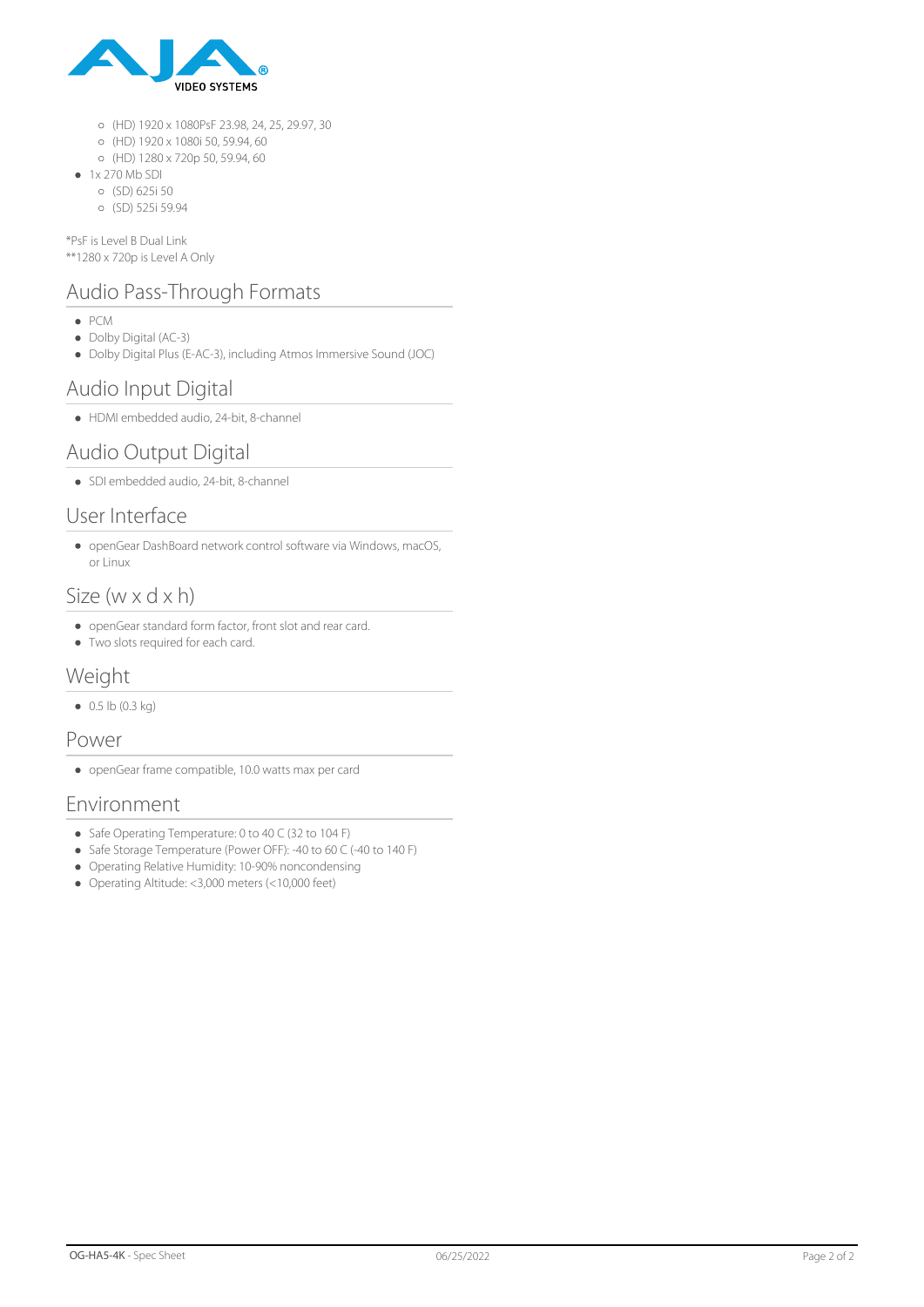- (HD) 1920 x 1080PsF 23.98, 24, 25, 29.97, 30
  - (HD) 1920 x 1080i 50, 59.94, 60
  - (HD) 1280 x 720p 50, 59.94, 60
- 1x 270 Mb SDI
  - (SD) 625i 50
  - (SD) 525i 59.94

*PsF is Level B Dual Link
**1280 x 720p is Level A Only

## Audio Pass-Through Formats

- PCM
- Dolby Digital (AC-3)
- Dolby Digital Plus (E-AC-3), including Atmos Immersive Sound (JOC)

## Audio Input Digital

- HDMI embedded audio, 24-bit, 8-channel

## Audio Output Digital

- SDI embedded audio, 24-bit, 8-channel

## User Interface

- openGear DashBoard network control software via Windows, macOS, or Linux

## Size (w x d x h)

- openGear standard form factor, front slot and rear card.
- Two slots required for each card.

## Weight

- 0.5 lb (0.3 kg)

## Power

- openGear frame compatible, 10.0 watts max per card

## Environment

- Safe Operating Temperature: 0 to 40 C (32 to 104 F)
- Safe Storage Temperature (Power OFF): -40 to 60 C (-40 to 140 F)
- Operating Relative Humidity: 10-90% noncondensing
- Operating Altitude: <3,000 meters (<10,000 feet)